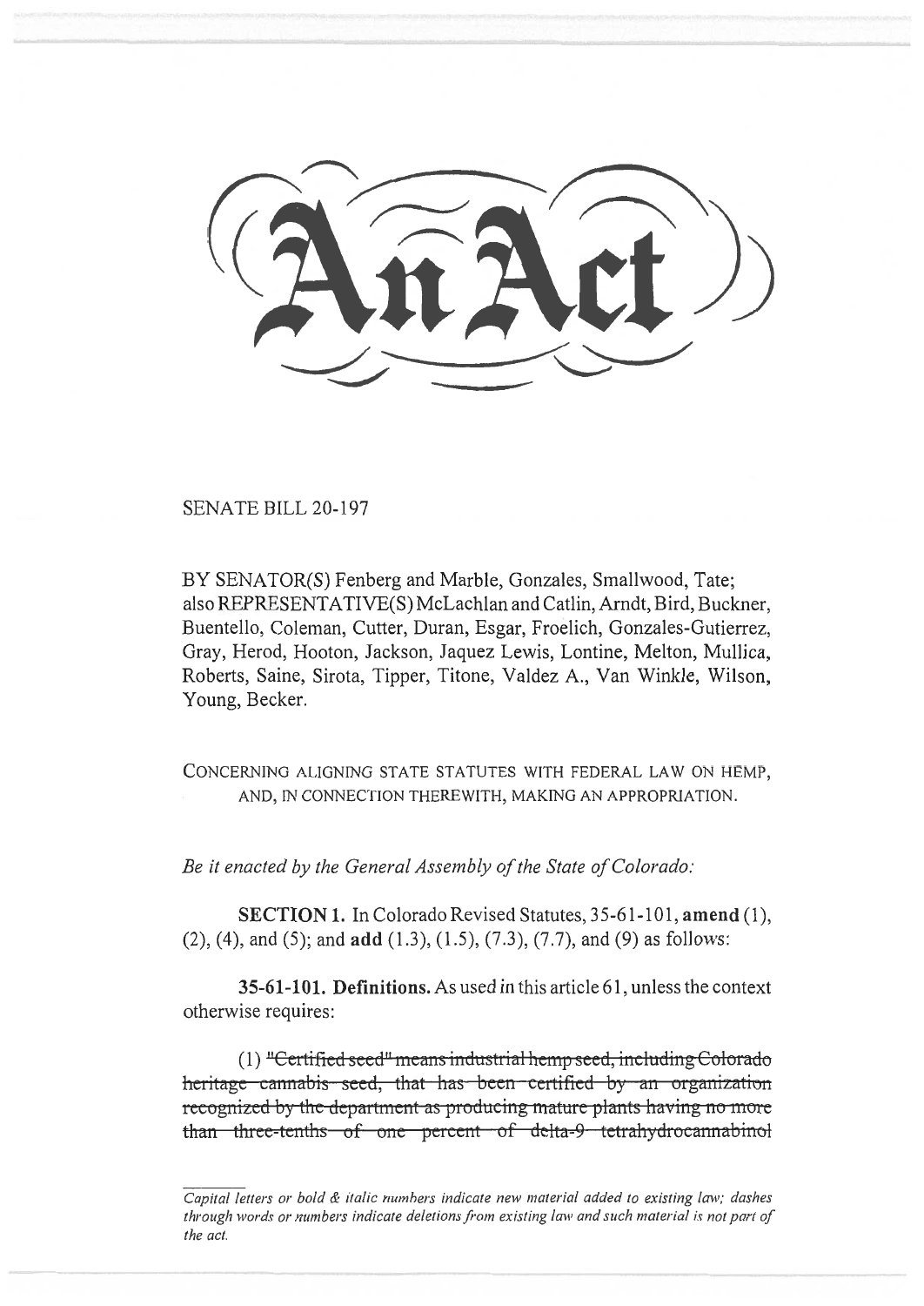# An Act

SENATE BILL 20-197

BY SENATOR(S) Fenberg and Marble, Gonzales, Smallwood, Tate;
also REPRESENTATIVE(S) McLachlan and Catlin, Arndt, Bird, Buckner, Buentello, Coleman, Cutter, Duran, Esgar, Froelich, Gonzales-Gutierrez, Gray, Herod, Hooton, Jackson, Jaquez Lewis, Lontine, Melton, Mullica, Roberts, Saine, Sirota, Tipper, Titone, Valdez A., Van Winkle, Wilson, Young, Becker.

CONCERNING ALIGNING STATE STATUTES WITH FEDERAL LAW ON HEMP, AND, IN CONNECTION THEREWITH, MAKING AN APPROPRIATION.

*Be it enacted by the General Assembly of the State of Colorado:*

**SECTION 1.** In Colorado Revised Statutes, 35-61-101, **amend** (1), (2), (4), and (5); and **add** (1.3), (1.5), (7.3), (7.7), and (9) as follows:

**35-61-101. Definitions.** As used in this article 61, unless the context otherwise requires:

(1) ~~"Certified seed" means industrial hemp seed, including Colorado heritage cannabis seed, that has been certified by an organization recognized by the department as producing mature plants having no more than three-tenths of one percent of delta-9 tetrahydrocannabinol~~

*Capital letters or bold & italic numbers indicate new material added to existing law; dashes through words or numbers indicate deletions from existing law and such material is not part of the act.*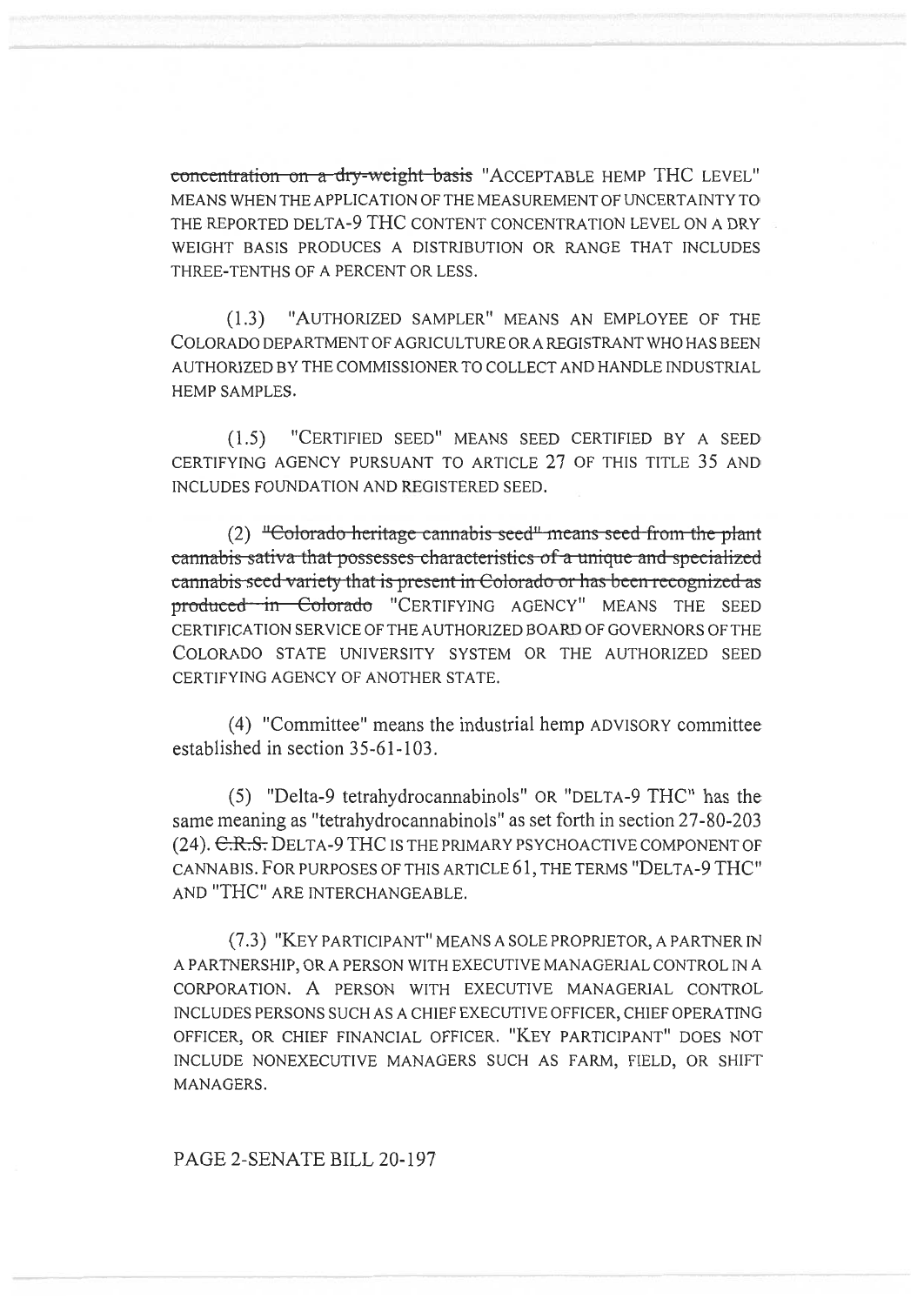~~concentration on a dry-weight basis~~ "ACCEPTABLE HEMP THC LEVEL" MEANS WHEN THE APPLICATION OF THE MEASUREMENT OF UNCERTAINTY TO THE REPORTED DELTA-9 THC CONTENT CONCENTRATION LEVEL ON A DRY WEIGHT BASIS PRODUCES A DISTRIBUTION OR RANGE THAT INCLUDES THREE-TENTHS OF A PERCENT OR LESS.

(1.3) "AUTHORIZED SAMPLER" MEANS AN EMPLOYEE OF THE COLORADO DEPARTMENT OF AGRICULTURE OR A REGISTRANT WHO HAS BEEN AUTHORIZED BY THE COMMISSIONER TO COLLECT AND HANDLE INDUSTRIAL HEMP SAMPLES.

(1.5) "CERTIFIED SEED" MEANS SEED CERTIFIED BY A SEED CERTIFYING AGENCY PURSUANT TO ARTICLE 27 OF THIS TITLE 35 AND INCLUDES FOUNDATION AND REGISTERED SEED.

(2) ~~"Colorado heritage cannabis seed" means seed from the plant cannabis sativa that possesses characteristics of a unique and specialized cannabis seed variety that is present in Colorado or has been recognized as produced in Colorado~~ "CERTIFYING AGENCY" MEANS THE SEED CERTIFICATION SERVICE OF THE AUTHORIZED BOARD OF GOVERNORS OF THE COLORADO STATE UNIVERSITY SYSTEM OR THE AUTHORIZED SEED CERTIFYING AGENCY OF ANOTHER STATE.

(4) "Committee" means the industrial hemp ADVISORY committee established in section 35-61-103.

(5) "Delta-9 tetrahydrocannabinols" OR "DELTA-9 THC" has the same meaning as "tetrahydrocannabinols" as set forth in section 27-80-203 (24). ~~C.R.S.~~ DELTA-9 THC IS THE PRIMARY PSYCHOACTIVE COMPONENT OF CANNABIS. FOR PURPOSES OF THIS ARTICLE 61, THE TERMS "DELTA-9 THC" AND "THC" ARE INTERCHANGEABLE.

(7.3) "KEY PARTICIPANT" MEANS A SOLE PROPRIETOR, A PARTNER IN A PARTNERSHIP, OR A PERSON WITH EXECUTIVE MANAGERIAL CONTROL IN A CORPORATION. A PERSON WITH EXECUTIVE MANAGERIAL CONTROL INCLUDES PERSONS SUCH AS A CHIEF EXECUTIVE OFFICER, CHIEF OPERATING OFFICER, OR CHIEF FINANCIAL OFFICER. "KEY PARTICIPANT" DOES NOT INCLUDE NONEXECUTIVE MANAGERS SUCH AS FARM, FIELD, OR SHIFT MANAGERS.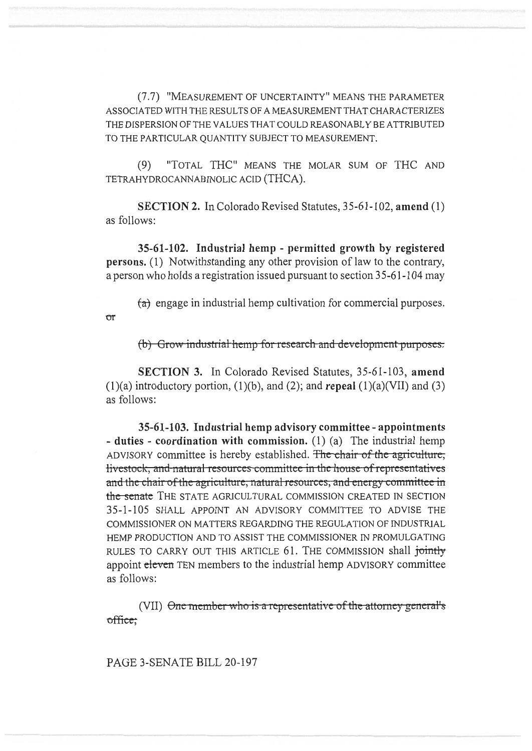(7.7) "MEASUREMENT OF UNCERTAINTY" MEANS THE PARAMETER ASSOCIATED WITH THE RESULTS OF A MEASUREMENT THAT CHARACTERIZES THE DISPERSION OF THE VALUES THAT COULD REASONABLY BE ATTRIBUTED TO THE PARTICULAR QUANTITY SUBJECT TO MEASUREMENT.

(9) "TOTAL THC" MEANS THE MOLAR SUM OF THC AND TETRAHYDROCANNABINOLIC ACID (THCA).

**SECTION 2.** In Colorado Revised Statutes, 35-61-102, **amend** (1) as follows:

**35-61-102. Industrial hemp - permitted growth by registered persons.** (1) Notwithstanding any other provision of law to the contrary, a person who holds a registration issued pursuant to section 35-61-104 may

~~(a)~~ engage in industrial hemp cultivation for commercial purposes. ~~or~~

~~(b) Grow industrial hemp for research and development purposes.~~

**SECTION 3.** In Colorado Revised Statutes, 35-61-103, **amend** (1)(a) introductory portion, (1)(b), and (2); and **repeal** (1)(a)(VII) and (3) as follows:

**35-61-103. Industrial hemp advisory committee - appointments - duties - coordination with commission.** (1) (a) The industrial hemp ADVISORY committee is hereby established. ~~The chair of the agriculture, livestock, and natural resources committee in the house of representatives and the chair of the agriculture, natural resources, and energy committee in the senate~~ THE STATE AGRICULTURAL COMMISSION CREATED IN SECTION 35-1-105 SHALL APPOINT AN ADVISORY COMMITTEE TO ADVISE THE COMMISSIONER ON MATTERS REGARDING THE REGULATION OF INDUSTRIAL HEMP PRODUCTION AND TO ASSIST THE COMMISSIONER IN PROMULGATING RULES TO CARRY OUT THIS ARTICLE 61. THE COMMISSION shall ~~jointly~~ appoint ~~eleven~~ TEN members to the industrial hemp ADVISORY committee as follows:

(VII) ~~One member who is a representative of the attorney general's office;~~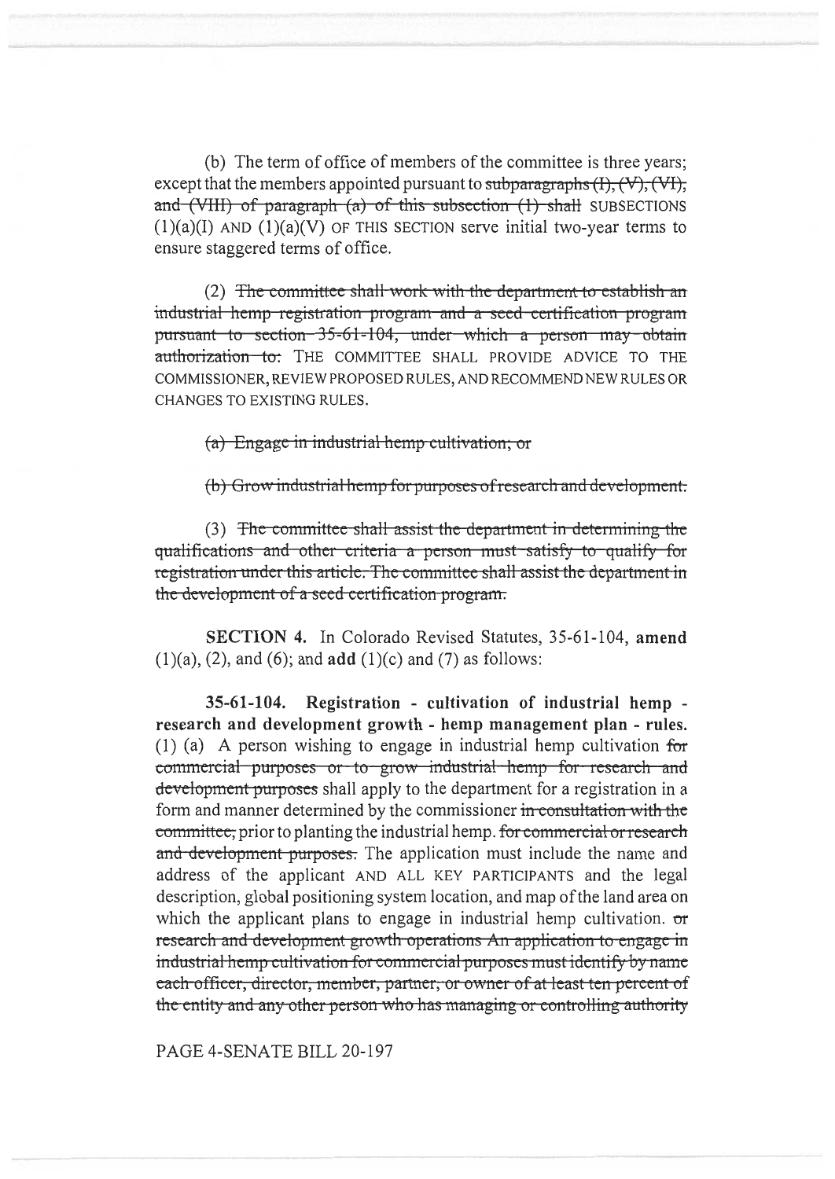(b) The term of office of members of the committee is three years; except that the members appointed pursuant to ~~subparagraphs (I), (V), (VI), and (VIII) of paragraph (a) of this subsection (1) shall~~ SUBSECTIONS (1)(a)(I) AND (1)(a)(V) OF THIS SECTION serve initial two-year terms to ensure staggered terms of office.

(2) ~~The committee shall work with the department to establish an industrial hemp registration program and a seed certification program pursuant to section 35-61-104, under which a person may obtain authorization to:~~ THE COMMITTEE SHALL PROVIDE ADVICE TO THE COMMISSIONER, REVIEW PROPOSED RULES, AND RECOMMEND NEW RULES OR CHANGES TO EXISTING RULES.

~~(a) Engage in industrial hemp cultivation; or~~

~~(b) Grow industrial hemp for purposes of research and development.~~

(3) ~~The committee shall assist the department in determining the qualifications and other criteria a person must satisfy to qualify for registration under this article. The committee shall assist the department in the development of a seed certification program.~~

**SECTION 4.** In Colorado Revised Statutes, 35-61-104, **amend** (1)(a), (2), and (6); and **add** (1)(c) and (7) as follows:

**35-61-104. Registration - cultivation of industrial hemp - research and development growth - hemp management plan - rules.** (1) (a) A person wishing to engage in industrial hemp cultivation ~~for commercial purposes or to grow industrial hemp for research and development purposes~~ shall apply to the department for a registration in a form and manner determined by the commissioner ~~in consultation with the committee,~~ prior to planting the industrial hemp. ~~for commercial or research and development purposes.~~ The application must include the name and address of the applicant AND ALL KEY PARTICIPANTS and the legal description, global positioning system location, and map of the land area on which the applicant plans to engage in industrial hemp cultivation. ~~or research and development growth operations An application to engage in industrial hemp cultivation for commercial purposes must identify by name each officer, director, member, partner, or owner of at least ten percent of the entity and any other person who has managing or controlling authority~~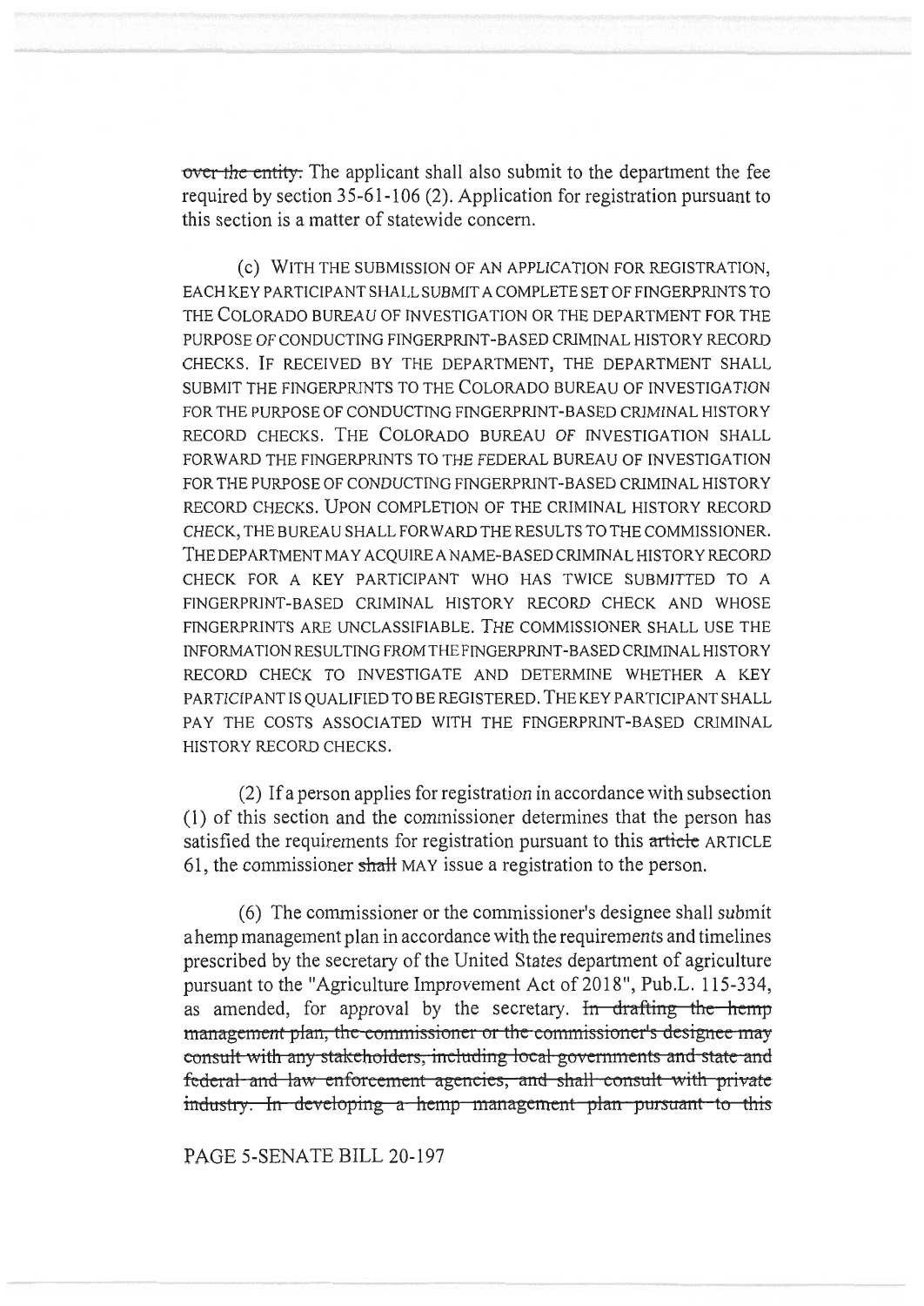~~over the entity.~~ The applicant shall also submit to the department the fee required by section 35-61-106 (2). Application for registration pursuant to this section is a matter of statewide concern.

(c) WITH THE SUBMISSION OF AN APPLICATION FOR REGISTRATION, EACH KEY PARTICIPANT SHALL SUBMIT A COMPLETE SET OF FINGERPRINTS TO THE COLORADO BUREAU OF INVESTIGATION OR THE DEPARTMENT FOR THE PURPOSE OF CONDUCTING FINGERPRINT-BASED CRIMINAL HISTORY RECORD CHECKS. IF RECEIVED BY THE DEPARTMENT, THE DEPARTMENT SHALL SUBMIT THE FINGERPRINTS TO THE COLORADO BUREAU OF INVESTIGATION FOR THE PURPOSE OF CONDUCTING FINGERPRINT-BASED CRIMINAL HISTORY RECORD CHECKS. THE COLORADO BUREAU OF INVESTIGATION SHALL FORWARD THE FINGERPRINTS TO THE FEDERAL BUREAU OF INVESTIGATION FOR THE PURPOSE OF CONDUCTING FINGERPRINT-BASED CRIMINAL HISTORY RECORD CHECKS. UPON COMPLETION OF THE CRIMINAL HISTORY RECORD CHECK, THE BUREAU SHALL FORWARD THE RESULTS TO THE COMMISSIONER. THE DEPARTMENT MAY ACQUIRE A NAME-BASED CRIMINAL HISTORY RECORD CHECK FOR A KEY PARTICIPANT WHO HAS TWICE SUBMITTED TO A FINGERPRINT-BASED CRIMINAL HISTORY RECORD CHECK AND WHOSE FINGERPRINTS ARE UNCLASSIFIABLE. THE COMMISSIONER SHALL USE THE INFORMATION RESULTING FROM THE FINGERPRINT-BASED CRIMINAL HISTORY RECORD CHECK TO INVESTIGATE AND DETERMINE WHETHER A KEY PARTICIPANT IS QUALIFIED TO BE REGISTERED. THE KEY PARTICIPANT SHALL PAY THE COSTS ASSOCIATED WITH THE FINGERPRINT-BASED CRIMINAL HISTORY RECORD CHECKS.

(2) If a person applies for registration in accordance with subsection (1) of this section and the commissioner determines that the person has satisfied the requirements for registration pursuant to this ~~article~~ ARTICLE 61, the commissioner ~~shall~~ MAY issue a registration to the person.

(6) The commissioner or the commissioner's designee shall submit a hemp management plan in accordance with the requirements and timelines prescribed by the secretary of the United States department of agriculture pursuant to the "Agriculture Improvement Act of 2018", Pub.L. 115-334, as amended, for approval by the secretary. ~~In drafting the hemp management plan, the commissioner or the commissioner's designee may consult with any stakeholders, including local governments and state and federal and law enforcement agencies, and shall consult with private industry. In developing a hemp management plan pursuant to this~~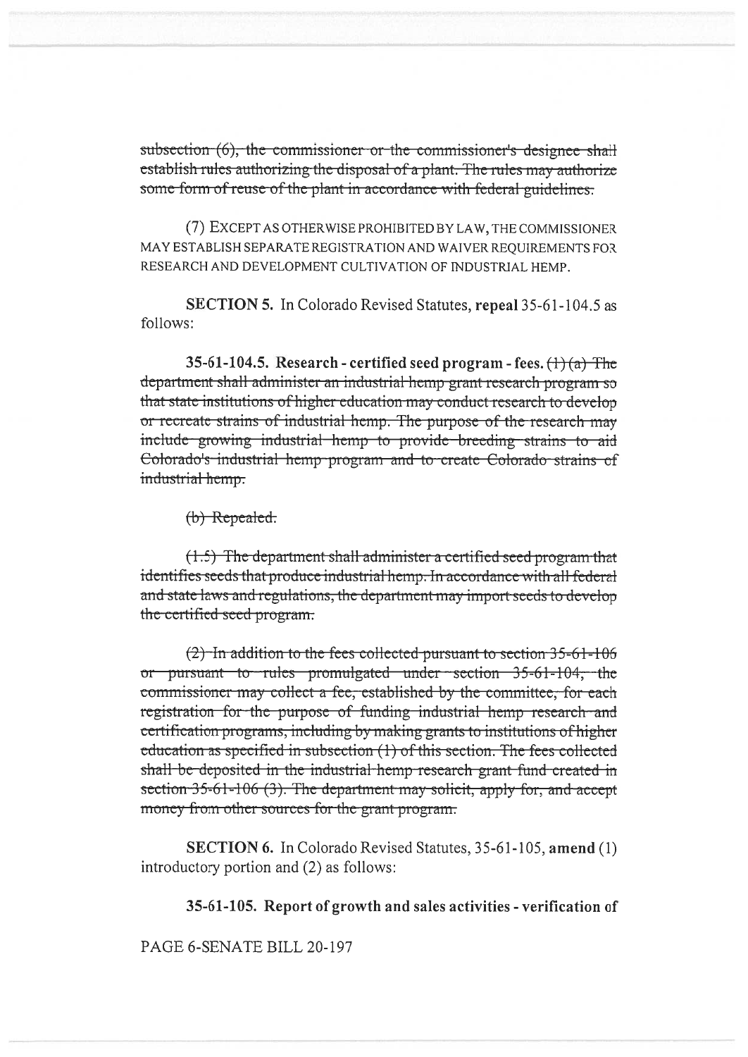~~subsection (6), the commissioner or the commissioner's designee shall establish rules authorizing the disposal of a plant. The rules may authorize some form of reuse of the plant in accordance with federal guidelines.~~

(7) EXCEPT AS OTHERWISE PROHIBITED BY LAW, THE COMMISSIONER MAY ESTABLISH SEPARATE REGISTRATION AND WAIVER REQUIREMENTS FOR RESEARCH AND DEVELOPMENT CULTIVATION OF INDUSTRIAL HEMP.

**SECTION 5.** In Colorado Revised Statutes, **repeal** 35-61-104.5 as follows:

**35-61-104.5. Research - certified seed program - fees.** ~~(1) (a) The department shall administer an industrial hemp grant research program so that state institutions of higher education may conduct research to develop or recreate strains of industrial hemp. The purpose of the research may include growing industrial hemp to provide breeding strains to aid Colorado's industrial hemp program and to create Colorado strains of industrial hemp.~~

~~(b) Repealed.~~

~~(1.5) The department shall administer a certified seed program that identifies seeds that produce industrial hemp. In accordance with all federal and state laws and regulations, the department may import seeds to develop the certified seed program.~~

~~(2) In addition to the fees collected pursuant to section 35-61-106 or pursuant to rules promulgated under section 35-61-104, the commissioner may collect a fee, established by the committee, for each registration for the purpose of funding industrial hemp research and certification programs, including by making grants to institutions of higher education as specified in subsection (1) of this section. The fees collected shall be deposited in the industrial hemp research grant fund created in section 35-61-106 (3). The department may solicit, apply for, and accept money from other sources for the grant program.~~

**SECTION 6.** In Colorado Revised Statutes, 35-61-105, **amend** (1) introductory portion and (2) as follows:

**35-61-105. Report of growth and sales activities - verification of**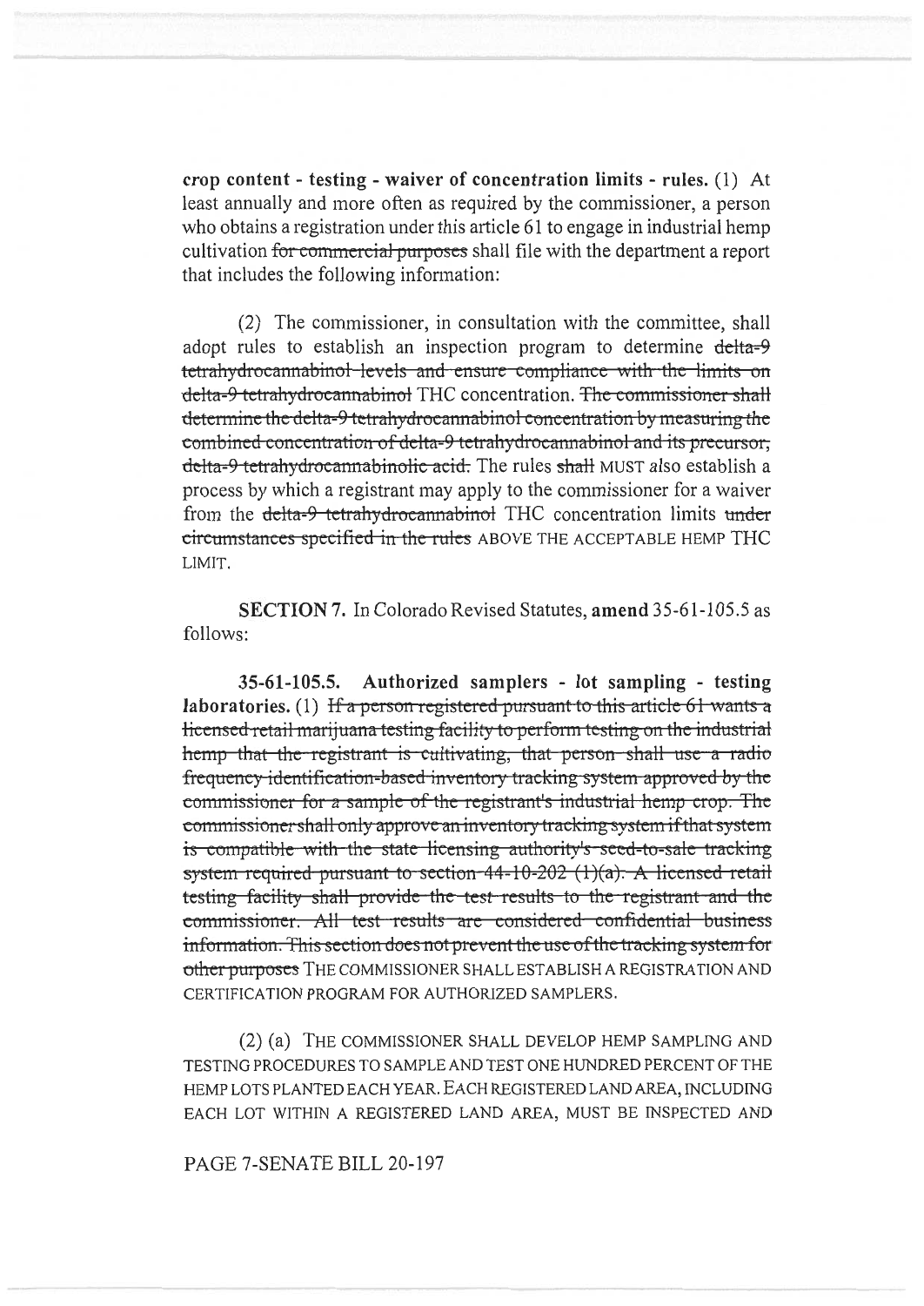**crop content - testing - waiver of concentration limits - rules.** (1) At least annually and more often as required by the commissioner, a person who obtains a registration under this article 61 to engage in industrial hemp cultivation ~~for commercial purposes~~ shall file with the department a report that includes the following information:

(2) The commissioner, in consultation with the committee, shall adopt rules to establish an inspection program to determine ~~delta-9 tetrahydrocannabinol levels and ensure compliance with the limits on delta-9 tetrahydrocannabinol~~ THC concentration. ~~The commissioner shall determine the delta-9 tetrahydrocannabinol concentration by measuring the combined concentration of delta-9 tetrahydrocannabinol and its precursor, delta-9 tetrahydrocannabinolic acid.~~ The rules ~~shall~~ MUST also establish a process by which a registrant may apply to the commissioner for a waiver from the ~~delta-9 tetrahydrocannabinol~~ THC concentration limits ~~under circumstances specified in the rules~~ ABOVE THE ACCEPTABLE HEMP THC LIMIT.

**SECTION 7.** In Colorado Revised Statutes, **amend** 35-61-105.5 as follows:

**35-61-105.5. Authorized samplers - lot sampling - testing laboratories.** (1) ~~If a person registered pursuant to this article 61 wants a licensed retail marijuana testing facility to perform testing on the industrial hemp that the registrant is cultivating, that person shall use a radio frequency identification-based inventory tracking system approved by the commissioner for a sample of the registrant's industrial hemp crop. The commissioner shall only approve an inventory tracking system if that system is compatible with the state licensing authority's seed-to-sale tracking system required pursuant to section 44-10-202 (1)(a). A licensed retail testing facility shall provide the test results to the registrant and the commissioner. All test results are considered confidential business information. This section does not prevent the use of the tracking system for other purposes~~ THE COMMISSIONER SHALL ESTABLISH A REGISTRATION AND CERTIFICATION PROGRAM FOR AUTHORIZED SAMPLERS.

(2) (a) THE COMMISSIONER SHALL DEVELOP HEMP SAMPLING AND TESTING PROCEDURES TO SAMPLE AND TEST ONE HUNDRED PERCENT OF THE HEMP LOTS PLANTED EACH YEAR. EACH REGISTERED LAND AREA, INCLUDING EACH LOT WITHIN A REGISTERED LAND AREA, MUST BE INSPECTED AND

PAGE 7-SENATE BILL 20-197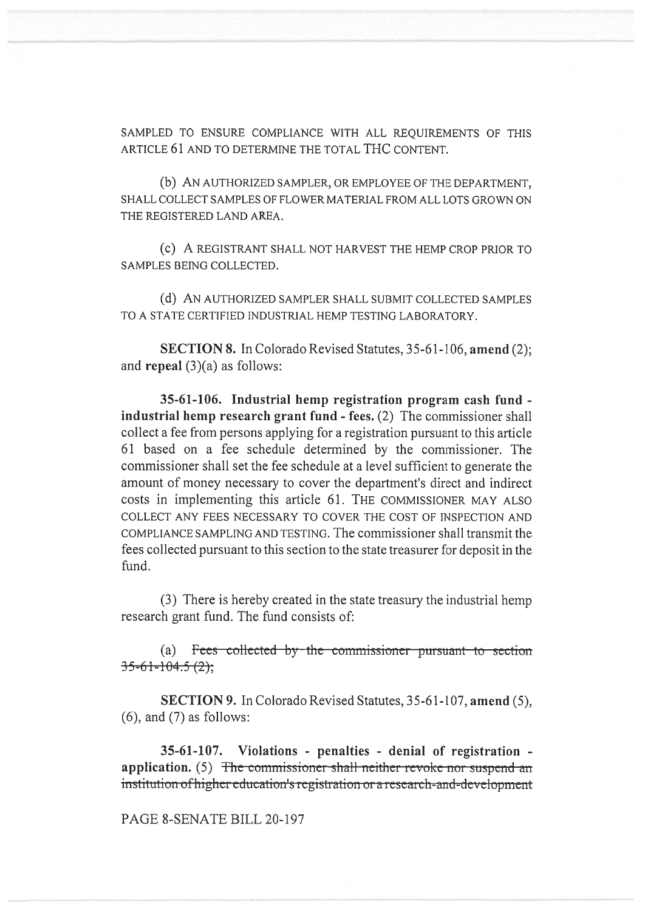SAMPLED TO ENSURE COMPLIANCE WITH ALL REQUIREMENTS OF THIS ARTICLE 61 AND TO DETERMINE THE TOTAL THC CONTENT.

(b) AN AUTHORIZED SAMPLER, OR EMPLOYEE OF THE DEPARTMENT, SHALL COLLECT SAMPLES OF FLOWER MATERIAL FROM ALL LOTS GROWN ON THE REGISTERED LAND AREA.

(c) A REGISTRANT SHALL NOT HARVEST THE HEMP CROP PRIOR TO SAMPLES BEING COLLECTED.

(d) AN AUTHORIZED SAMPLER SHALL SUBMIT COLLECTED SAMPLES TO A STATE CERTIFIED INDUSTRIAL HEMP TESTING LABORATORY.

**SECTION 8.** In Colorado Revised Statutes, 35-61-106, **amend** (2); and **repeal** (3)(a) as follows:

**35-61-106. Industrial hemp registration program cash fund - industrial hemp research grant fund - fees.** (2) The commissioner shall collect a fee from persons applying for a registration pursuant to this article 61 based on a fee schedule determined by the commissioner. The commissioner shall set the fee schedule at a level sufficient to generate the amount of money necessary to cover the department's direct and indirect costs in implementing this article 61. THE COMMISSIONER MAY ALSO COLLECT ANY FEES NECESSARY TO COVER THE COST OF INSPECTION AND COMPLIANCE SAMPLING AND TESTING. The commissioner shall transmit the fees collected pursuant to this section to the state treasurer for deposit in the fund.

(3) There is hereby created in the state treasury the industrial hemp research grant fund. The fund consists of:

(a) ~~Fees collected by the commissioner pursuant to section 35-61-104.5 (2);~~

**SECTION 9.** In Colorado Revised Statutes, 35-61-107, **amend** (5), (6), and (7) as follows:

**35-61-107. Violations - penalties - denial of registration - application.** (5) ~~The commissioner shall neither revoke nor suspend an institution of higher education's registration or a research-and-development~~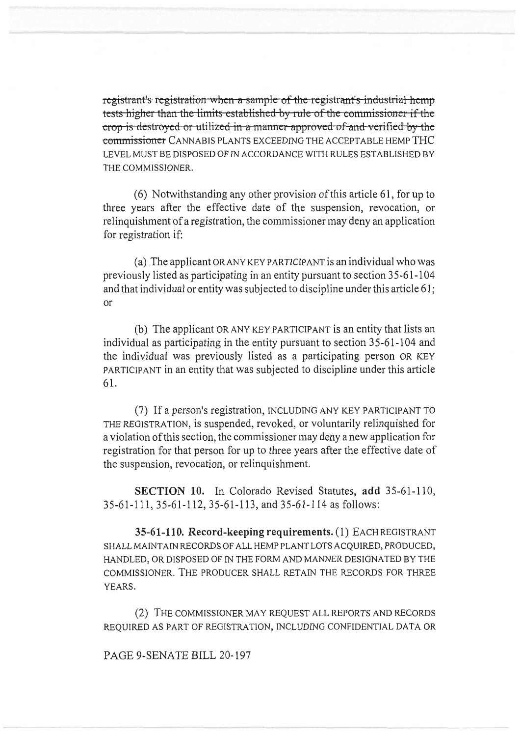~~registrant's registration when a sample of the registrant's industrial hemp tests higher than the limits established by rule of the commissioner if the crop is destroyed or utilized in a manner approved of and verified by the commissioner~~ CANNABIS PLANTS EXCEEDING THE ACCEPTABLE HEMP THC LEVEL MUST BE DISPOSED OF IN ACCORDANCE WITH RULES ESTABLISHED BY THE COMMISSIONER.

(6) Notwithstanding any other provision of this article 61, for up to three years after the effective date of the suspension, revocation, or relinquishment of a registration, the commissioner may deny an application for registration if:

(a) The applicant OR ANY KEY PARTICIPANT is an individual who was previously listed as participating in an entity pursuant to section 35-61-104 and that individual or entity was subjected to discipline under this article 61; or

(b) The applicant OR ANY KEY PARTICIPANT is an entity that lists an individual as participating in the entity pursuant to section 35-61-104 and the individual was previously listed as a participating person OR KEY PARTICIPANT in an entity that was subjected to discipline under this article 61.

(7) If a person's registration, INCLUDING ANY KEY PARTICIPANT TO THE REGISTRATION, is suspended, revoked, or voluntarily relinquished for a violation of this section, the commissioner may deny a new application for registration for that person for up to three years after the effective date of the suspension, revocation, or relinquishment.

**SECTION 10.** In Colorado Revised Statutes, **add** 35-61-110, 35-61-111, 35-61-112, 35-61-113, and 35-61-114 as follows:

**35-61-110. Record-keeping requirements.** (1) EACH REGISTRANT SHALL MAINTAIN RECORDS OF ALL HEMP PLANT LOTS ACQUIRED, PRODUCED, HANDLED, OR DISPOSED OF IN THE FORM AND MANNER DESIGNATED BY THE COMMISSIONER. THE PRODUCER SHALL RETAIN THE RECORDS FOR THREE YEARS.

(2) THE COMMISSIONER MAY REQUEST ALL REPORTS AND RECORDS REQUIRED AS PART OF REGISTRATION, INCLUDING CONFIDENTIAL DATA OR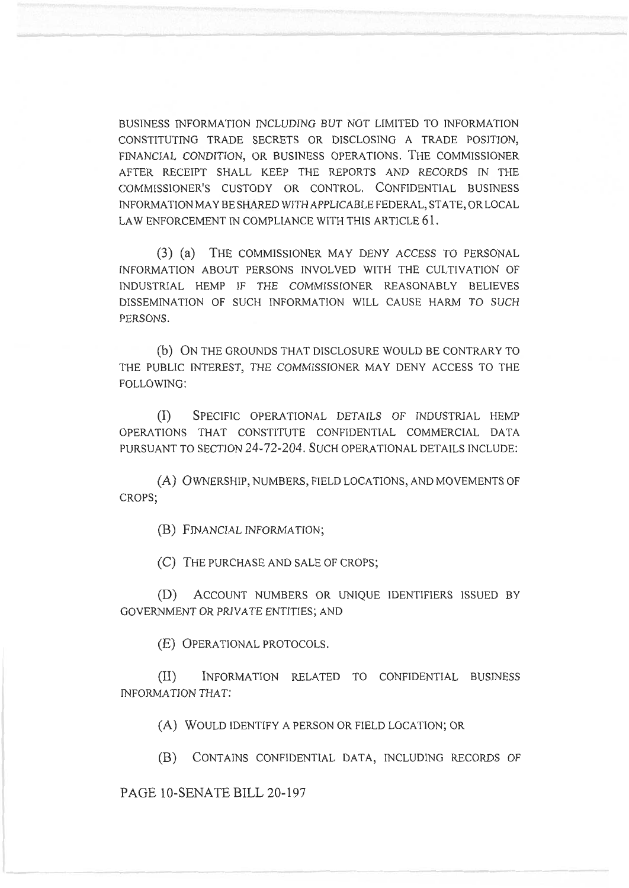BUSINESS INFORMATION INCLUDING BUT NOT LIMITED TO INFORMATION CONSTITUTING TRADE SECRETS OR DISCLOSING A TRADE POSITION, FINANCIAL CONDITION, OR BUSINESS OPERATIONS. THE COMMISSIONER AFTER RECEIPT SHALL KEEP THE REPORTS AND RECORDS IN THE COMMISSIONER'S CUSTODY OR CONTROL. CONFIDENTIAL BUSINESS INFORMATION MAY BE SHARED WITH APPLICABLE FEDERAL, STATE, OR LOCAL LAW ENFORCEMENT IN COMPLIANCE WITH THIS ARTICLE 61.

(3) (a) THE COMMISSIONER MAY DENY ACCESS TO PERSONAL INFORMATION ABOUT PERSONS INVOLVED WITH THE CULTIVATION OF INDUSTRIAL HEMP IF THE COMMISSIONER REASONABLY BELIEVES DISSEMINATION OF SUCH INFORMATION WILL CAUSE HARM TO SUCH PERSONS.

(b) ON THE GROUNDS THAT DISCLOSURE WOULD BE CONTRARY TO THE PUBLIC INTEREST, THE COMMISSIONER MAY DENY ACCESS TO THE FOLLOWING:

(I) SPECIFIC OPERATIONAL DETAILS OF INDUSTRIAL HEMP OPERATIONS THAT CONSTITUTE CONFIDENTIAL COMMERCIAL DATA PURSUANT TO SECTION 24-72-204. SUCH OPERATIONAL DETAILS INCLUDE:

(A) OWNERSHIP, NUMBERS, FIELD LOCATIONS, AND MOVEMENTS OF CROPS;

(B) FINANCIAL INFORMATION;

(C) THE PURCHASE AND SALE OF CROPS;

(D) ACCOUNT NUMBERS OR UNIQUE IDENTIFIERS ISSUED BY GOVERNMENT OR PRIVATE ENTITIES; AND

(E) OPERATIONAL PROTOCOLS.

(II) INFORMATION RELATED TO CONFIDENTIAL BUSINESS INFORMATION THAT:

(A) WOULD IDENTIFY A PERSON OR FIELD LOCATION; OR

(B) CONTAINS CONFIDENTIAL DATA, INCLUDING RECORDS OF

PAGE 10-SENATE BILL 20-197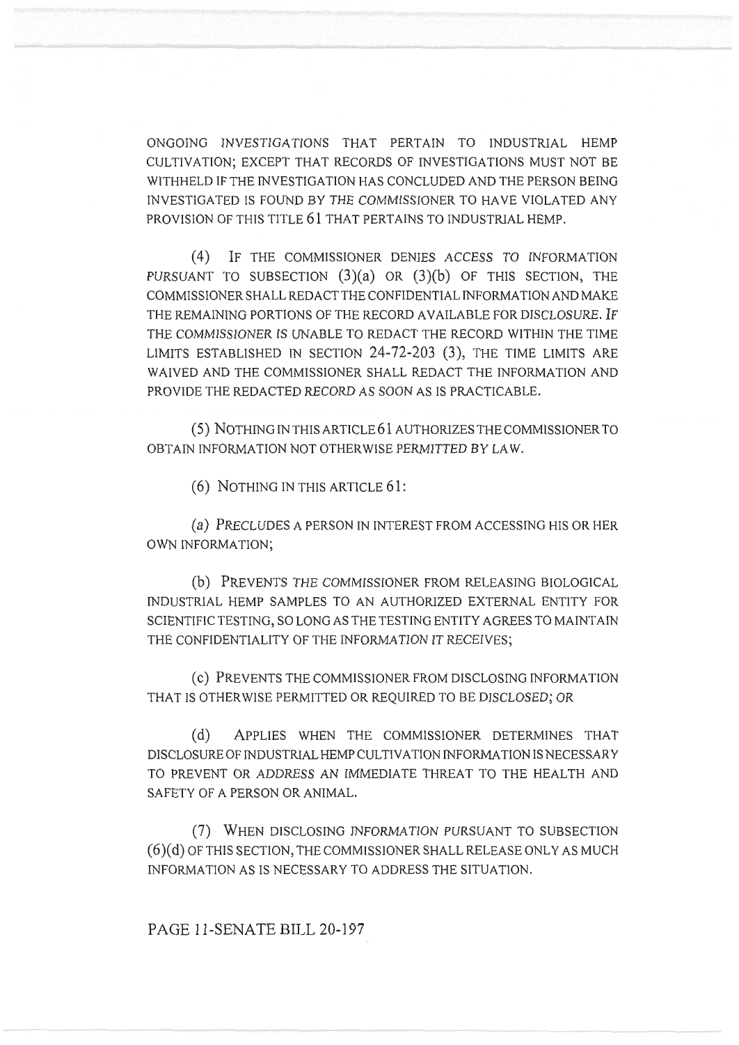ONGOING INVESTIGATIONS THAT PERTAIN TO INDUSTRIAL HEMP CULTIVATION; EXCEPT THAT RECORDS OF INVESTIGATIONS MUST NOT BE WITHHELD IF THE INVESTIGATION HAS CONCLUDED AND THE PERSON BEING INVESTIGATED IS FOUND BY THE COMMISSIONER TO HAVE VIOLATED ANY PROVISION OF THIS TITLE 61 THAT PERTAINS TO INDUSTRIAL HEMP.

(4) IF THE COMMISSIONER DENIES ACCESS TO INFORMATION PURSUANT TO SUBSECTION (3)(a) OR (3)(b) OF THIS SECTION, THE COMMISSIONER SHALL REDACT THE CONFIDENTIAL INFORMATION AND MAKE THE REMAINING PORTIONS OF THE RECORD AVAILABLE FOR DISCLOSURE. IF THE COMMISSIONER IS UNABLE TO REDACT THE RECORD WITHIN THE TIME LIMITS ESTABLISHED IN SECTION 24-72-203 (3), THE TIME LIMITS ARE WAIVED AND THE COMMISSIONER SHALL REDACT THE INFORMATION AND PROVIDE THE REDACTED RECORD AS SOON AS IS PRACTICABLE.

(5) NOTHING IN THIS ARTICLE 61 AUTHORIZES THE COMMISSIONER TO OBTAIN INFORMATION NOT OTHERWISE PERMITTED BY LAW.

(6) NOTHING IN THIS ARTICLE 61:

(a) PRECLUDES A PERSON IN INTEREST FROM ACCESSING HIS OR HER OWN INFORMATION;

(b) PREVENTS THE COMMISSIONER FROM RELEASING BIOLOGICAL INDUSTRIAL HEMP SAMPLES TO AN AUTHORIZED EXTERNAL ENTITY FOR SCIENTIFIC TESTING, SO LONG AS THE TESTING ENTITY AGREES TO MAINTAIN THE CONFIDENTIALITY OF THE INFORMATION IT RECEIVES;

(c) PREVENTS THE COMMISSIONER FROM DISCLOSING INFORMATION THAT IS OTHERWISE PERMITTED OR REQUIRED TO BE DISCLOSED; OR

(d) APPLIES WHEN THE COMMISSIONER DETERMINES THAT DISCLOSURE OF INDUSTRIAL HEMP CULTIVATION INFORMATION IS NECESSARY TO PREVENT OR ADDRESS AN IMMEDIATE THREAT TO THE HEALTH AND SAFETY OF A PERSON OR ANIMAL.

(7) WHEN DISCLOSING INFORMATION PURSUANT TO SUBSECTION (6)(d) OF THIS SECTION, THE COMMISSIONER SHALL RELEASE ONLY AS MUCH INFORMATION AS IS NECESSARY TO ADDRESS THE SITUATION.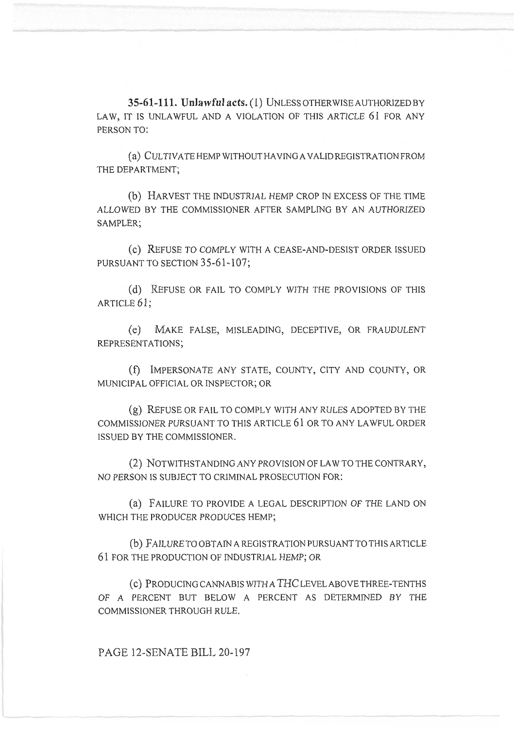**35-61-111. Unlawful acts.** (1) UNLESS OTHERWISE AUTHORIZED BY LAW, IT IS UNLAWFUL AND A VIOLATION OF THIS ARTICLE 61 FOR ANY PERSON TO:

(a) CULTIVATE HEMP WITHOUT HAVING A VALID REGISTRATION FROM THE DEPARTMENT;

(b) HARVEST THE INDUSTRIAL HEMP CROP IN EXCESS OF THE TIME ALLOWED BY THE COMMISSIONER AFTER SAMPLING BY AN AUTHORIZED SAMPLER;

(c) REFUSE TO COMPLY WITH A CEASE-AND-DESIST ORDER ISSUED PURSUANT TO SECTION 35-61-107;

(d) REFUSE OR FAIL TO COMPLY WITH THE PROVISIONS OF THIS ARTICLE 61;

(e) MAKE FALSE, MISLEADING, DECEPTIVE, OR FRAUDULENT REPRESENTATIONS;

(f) IMPERSONATE ANY STATE, COUNTY, CITY AND COUNTY, OR MUNICIPAL OFFICIAL OR INSPECTOR; OR

(g) REFUSE OR FAIL TO COMPLY WITH ANY RULES ADOPTED BY THE COMMISSIONER PURSUANT TO THIS ARTICLE 61 OR TO ANY LAWFUL ORDER ISSUED BY THE COMMISSIONER.

(2) NOTWITHSTANDING ANY PROVISION OF LAW TO THE CONTRARY, NO PERSON IS SUBJECT TO CRIMINAL PROSECUTION FOR:

(a) FAILURE TO PROVIDE A LEGAL DESCRIPTION OF THE LAND ON WHICH THE PRODUCER PRODUCES HEMP;

(b) FAILURE TO OBTAIN A REGISTRATION PURSUANT TO THIS ARTICLE 61 FOR THE PRODUCTION OF INDUSTRIAL HEMP; OR

(c) PRODUCING CANNABIS WITH A THC LEVEL ABOVE THREE-TENTHS OF A PERCENT BUT BELOW A PERCENT AS DETERMINED BY THE COMMISSIONER THROUGH RULE.

PAGE 12-SENATE BILL 20-197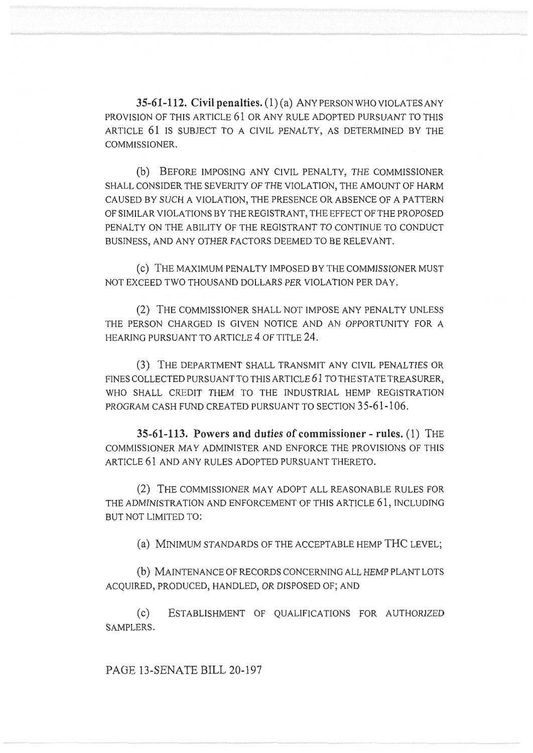**35-61-112. Civil penalties.** (1) (a) ANY PERSON WHO VIOLATES ANY PROVISION OF THIS ARTICLE 61 OR ANY RULE ADOPTED PURSUANT TO THIS ARTICLE 61 IS SUBJECT TO A CIVIL PENALTY, AS DETERMINED BY THE COMMISSIONER.

(b) BEFORE IMPOSING ANY CIVIL PENALTY, THE COMMISSIONER SHALL CONSIDER THE SEVERITY OF THE VIOLATION, THE AMOUNT OF HARM CAUSED BY SUCH A VIOLATION, THE PRESENCE OR ABSENCE OF A PATTERN OF SIMILAR VIOLATIONS BY THE REGISTRANT, THE EFFECT OF THE PROPOSED PENALTY ON THE ABILITY OF THE REGISTRANT TO CONTINUE TO CONDUCT BUSINESS, AND ANY OTHER FACTORS DEEMED TO BE RELEVANT.

(c) THE MAXIMUM PENALTY IMPOSED BY THE COMMISSIONER MUST NOT EXCEED TWO THOUSAND DOLLARS PER VIOLATION PER DAY.

(2) THE COMMISSIONER SHALL NOT IMPOSE ANY PENALTY UNLESS THE PERSON CHARGED IS GIVEN NOTICE AND AN OPPORTUNITY FOR A HEARING PURSUANT TO ARTICLE 4 OF TITLE 24.

(3) THE DEPARTMENT SHALL TRANSMIT ANY CIVIL PENALTIES OR FINES COLLECTED PURSUANT TO THIS ARTICLE 61 TO THE STATE TREASURER, WHO SHALL CREDIT THEM TO THE INDUSTRIAL HEMP REGISTRATION PROGRAM CASH FUND CREATED PURSUANT TO SECTION 35-61-106.

**35-61-113. Powers and duties of commissioner - rules.** (1) THE COMMISSIONER MAY ADMINISTER AND ENFORCE THE PROVISIONS OF THIS ARTICLE 61 AND ANY RULES ADOPTED PURSUANT THERETO.

(2) THE COMMISSIONER MAY ADOPT ALL REASONABLE RULES FOR THE ADMINISTRATION AND ENFORCEMENT OF THIS ARTICLE 61, INCLUDING BUT NOT LIMITED TO:

(a) MINIMUM STANDARDS OF THE ACCEPTABLE HEMP THC LEVEL;

(b) MAINTENANCE OF RECORDS CONCERNING ALL HEMP PLANT LOTS ACQUIRED, PRODUCED, HANDLED, OR DISPOSED OF; AND

(c) ESTABLISHMENT OF QUALIFICATIONS FOR AUTHORIZED SAMPLERS.

PAGE 13-SENATE BILL 20-197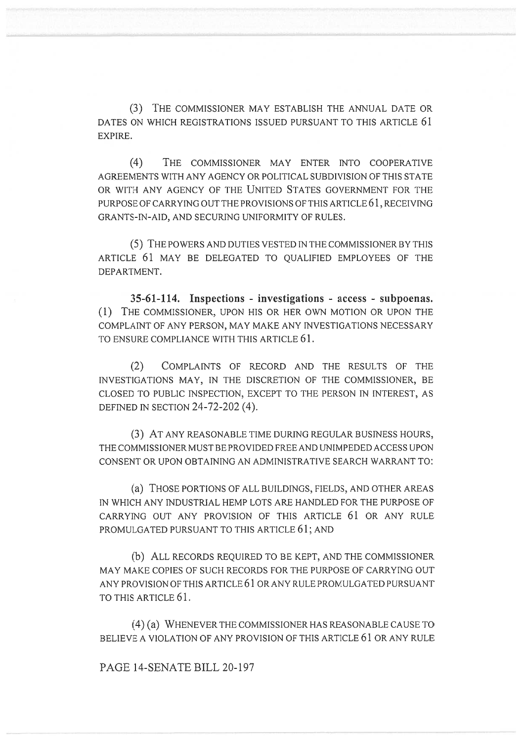(3) THE COMMISSIONER MAY ESTABLISH THE ANNUAL DATE OR DATES ON WHICH REGISTRATIONS ISSUED PURSUANT TO THIS ARTICLE 61 EXPIRE.

(4) THE COMMISSIONER MAY ENTER INTO COOPERATIVE AGREEMENTS WITH ANY AGENCY OR POLITICAL SUBDIVISION OF THIS STATE OR WITH ANY AGENCY OF THE UNITED STATES GOVERNMENT FOR THE PURPOSE OF CARRYING OUT THE PROVISIONS OF THIS ARTICLE 61, RECEIVING GRANTS-IN-AID, AND SECURING UNIFORMITY OF RULES.

(5) THE POWERS AND DUTIES VESTED IN THE COMMISSIONER BY THIS ARTICLE 61 MAY BE DELEGATED TO QUALIFIED EMPLOYEES OF THE DEPARTMENT.

**35-61-114. Inspections - investigations - access - subpoenas.** (1) THE COMMISSIONER, UPON HIS OR HER OWN MOTION OR UPON THE COMPLAINT OF ANY PERSON, MAY MAKE ANY INVESTIGATIONS NECESSARY TO ENSURE COMPLIANCE WITH THIS ARTICLE 61.

(2) COMPLAINTS OF RECORD AND THE RESULTS OF THE INVESTIGATIONS MAY, IN THE DISCRETION OF THE COMMISSIONER, BE CLOSED TO PUBLIC INSPECTION, EXCEPT TO THE PERSON IN INTEREST, AS DEFINED IN SECTION 24-72-202 (4).

(3) AT ANY REASONABLE TIME DURING REGULAR BUSINESS HOURS, THE COMMISSIONER MUST BE PROVIDED FREE AND UNIMPEDED ACCESS UPON CONSENT OR UPON OBTAINING AN ADMINISTRATIVE SEARCH WARRANT TO:

(a) THOSE PORTIONS OF ALL BUILDINGS, FIELDS, AND OTHER AREAS IN WHICH ANY INDUSTRIAL HEMP LOTS ARE HANDLED FOR THE PURPOSE OF CARRYING OUT ANY PROVISION OF THIS ARTICLE 61 OR ANY RULE PROMULGATED PURSUANT TO THIS ARTICLE 61; AND

(b) ALL RECORDS REQUIRED TO BE KEPT, AND THE COMMISSIONER MAY MAKE COPIES OF SUCH RECORDS FOR THE PURPOSE OF CARRYING OUT ANY PROVISION OF THIS ARTICLE 61 OR ANY RULE PROMULGATED PURSUANT TO THIS ARTICLE 61.

(4) (a) WHENEVER THE COMMISSIONER HAS REASONABLE CAUSE TO BELIEVE A VIOLATION OF ANY PROVISION OF THIS ARTICLE 61 OR ANY RULE

PAGE 14-SENATE BILL 20-197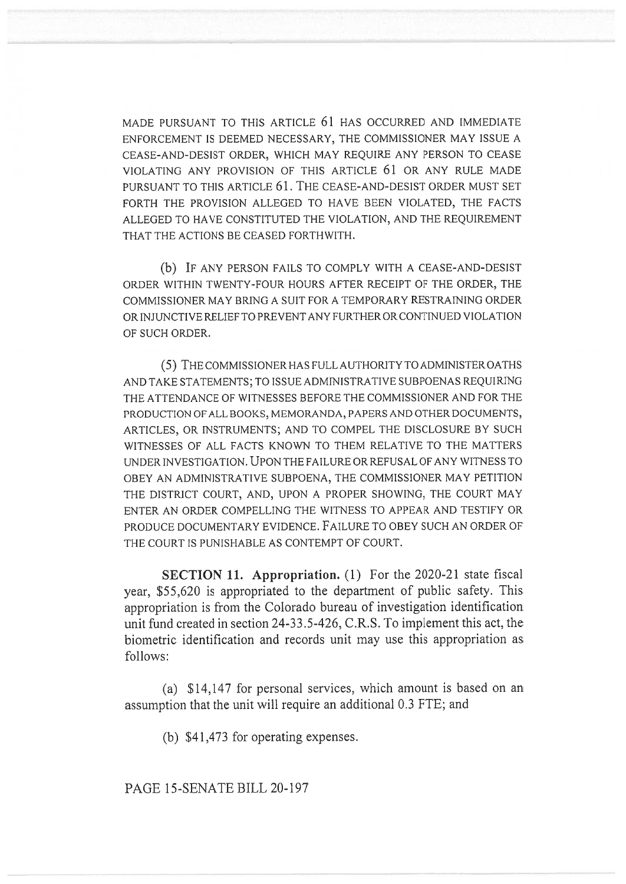MADE PURSUANT TO THIS ARTICLE 61 HAS OCCURRED AND IMMEDIATE ENFORCEMENT IS DEEMED NECESSARY, THE COMMISSIONER MAY ISSUE A CEASE-AND-DESIST ORDER, WHICH MAY REQUIRE ANY PERSON TO CEASE VIOLATING ANY PROVISION OF THIS ARTICLE 61 OR ANY RULE MADE PURSUANT TO THIS ARTICLE 61. THE CEASE-AND-DESIST ORDER MUST SET FORTH THE PROVISION ALLEGED TO HAVE BEEN VIOLATED, THE FACTS ALLEGED TO HAVE CONSTITUTED THE VIOLATION, AND THE REQUIREMENT THAT THE ACTIONS BE CEASED FORTHWITH.

(b) IF ANY PERSON FAILS TO COMPLY WITH A CEASE-AND-DESIST ORDER WITHIN TWENTY-FOUR HOURS AFTER RECEIPT OF THE ORDER, THE COMMISSIONER MAY BRING A SUIT FOR A TEMPORARY RESTRAINING ORDER OR INJUNCTIVE RELIEF TO PREVENT ANY FURTHER OR CONTINUED VIOLATION OF SUCH ORDER.

(5) THE COMMISSIONER HAS FULL AUTHORITY TO ADMINISTER OATHS AND TAKE STATEMENTS; TO ISSUE ADMINISTRATIVE SUBPOENAS REQUIRING THE ATTENDANCE OF WITNESSES BEFORE THE COMMISSIONER AND FOR THE PRODUCTION OF ALL BOOKS, MEMORANDA, PAPERS AND OTHER DOCUMENTS, ARTICLES, OR INSTRUMENTS; AND TO COMPEL THE DISCLOSURE BY SUCH WITNESSES OF ALL FACTS KNOWN TO THEM RELATIVE TO THE MATTERS UNDER INVESTIGATION. UPON THE FAILURE OR REFUSAL OF ANY WITNESS TO OBEY AN ADMINISTRATIVE SUBPOENA, THE COMMISSIONER MAY PETITION THE DISTRICT COURT, AND, UPON A PROPER SHOWING, THE COURT MAY ENTER AN ORDER COMPELLING THE WITNESS TO APPEAR AND TESTIFY OR PRODUCE DOCUMENTARY EVIDENCE. FAILURE TO OBEY SUCH AN ORDER OF THE COURT IS PUNISHABLE AS CONTEMPT OF COURT.

**SECTION 11. Appropriation.** (1) For the 2020-21 state fiscal year, $55,620 is appropriated to the department of public safety. This appropriation is from the Colorado bureau of investigation identification unit fund created in section 24-33.5-426, C.R.S. To implement this act, the biometric identification and records unit may use this appropriation as follows:

(a) $14,147 for personal services, which amount is based on an assumption that the unit will require an additional 0.3 FTE; and

(b) $41,473 for operating expenses.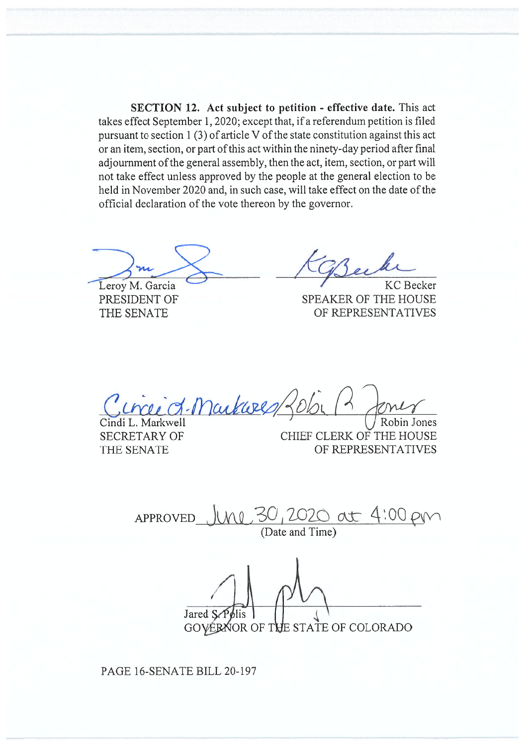**SECTION 12. Act subject to petition - effective date.** This act takes effect September 1, 2020; except that, if a referendum petition is filed pursuant to section 1 (3) of article V of the state constitution against this act or an item, section, or part of this act within the ninety-day period after final adjournment of the general assembly, then the act, item, section, or part will not take effect unless approved by the people at the general election to be held in November 2020 and, in such case, will take effect on the date of the official declaration of the vote thereon by the governor.

| | |
|---|---|
| Leroy M. Garcia<br>PRESIDENT OF<br>THE SENATE | KC Becker<br>SPEAKER OF THE HOUSE<br>OF REPRESENTATIVES |
| Cindi L. Markwell<br>SECRETARY OF<br>THE SENATE | Robin Jones<br>CHIEF CLERK OF THE HOUSE<br>OF REPRESENTATIVES |

APPROVED June 30, 2020 at 4:00 pm
(Date and Time)

Jared S. Polis
GOVERNOR OF THE STATE OF COLORADO

PAGE 16-SENATE BILL 20-197